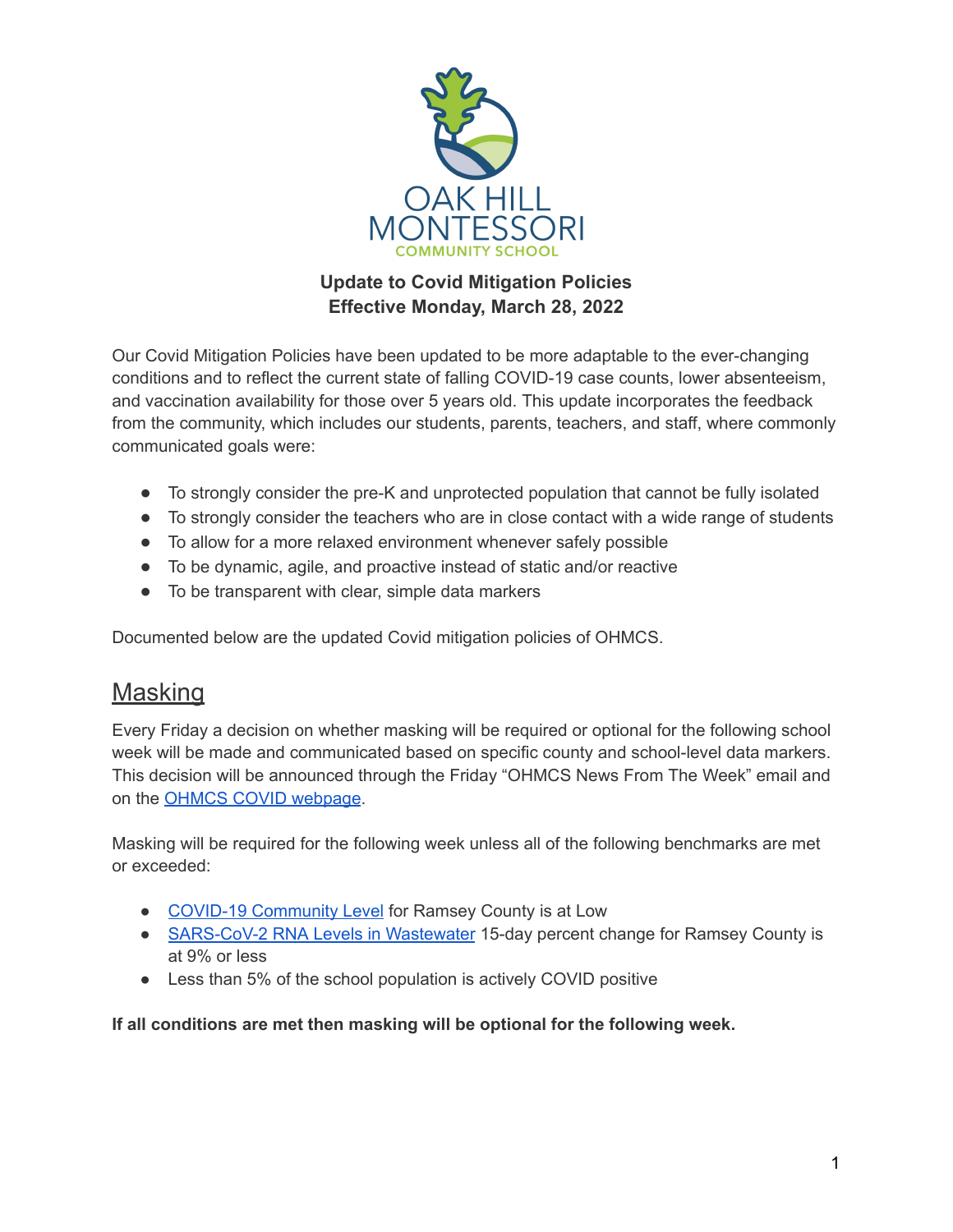OAK HILL MONTESSORI COMMUNITY SCHOOL

**Update to Covid Mitigation Policies**
**Effective Monday, March 28, 2022**

Our Covid Mitigation Policies have been updated to be more adaptable to the ever-changing conditions and to reflect the current state of falling COVID-19 case counts, lower absenteeism, and vaccination availability for those over 5 years old. This update incorporates the feedback from the community, which includes our students, parents, teachers, and staff, where commonly communicated goals were:

- To strongly consider the pre-K and unprotected population that cannot be fully isolated
- To strongly consider the teachers who are in close contact with a wide range of students
- To allow for a more relaxed environment whenever safely possible
- To be dynamic, agile, and proactive instead of static and/or reactive
- To be transparent with clear, simple data markers

Documented below are the updated Covid mitigation policies of OHMCS.

## Masking

Every Friday a decision on whether masking will be required or optional for the following school week will be made and communicated based on specific county and school-level data markers. This decision will be announced through the Friday "OHMCS News From The Week" email and on the OHMCS COVID webpage.

Masking will be required for the following week unless all of the following benchmarks are met or exceeded:

- COVID-19 Community Level for Ramsey County is at Low
- SARS-CoV-2 RNA Levels in Wastewater 15-day percent change for Ramsey County is at 9% or less
- Less than 5% of the school population is actively COVID positive

**If all conditions are met then masking will be optional for the following week.**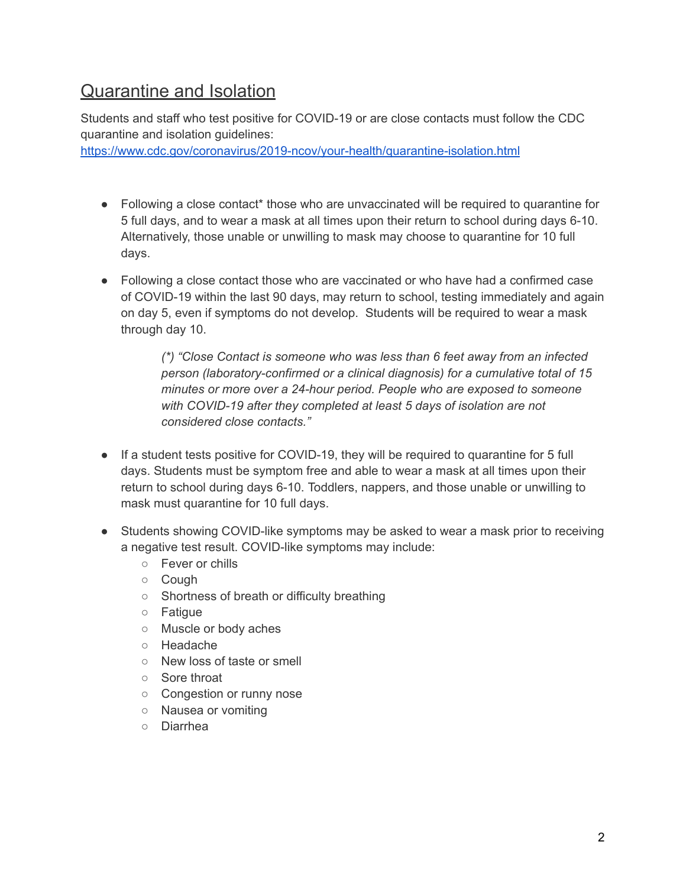## Quarantine and Isolation

Students and staff who test positive for COVID-19 or are close contacts must follow the CDC quarantine and isolation guidelines: [https://www.cdc.gov/coronavirus/2019-ncov/your-health/quarantine-isolation.html](https://www.cdc.gov/coronavirus/2019-ncov/your-health/quarantine-isolation.html)

- Following a close contact* those who are unvaccinated will be required to quarantine for 5 full days, and to wear a mask at all times upon their return to school during days 6-10. Alternatively, those unable or unwilling to mask may choose to quarantine for 10 full days.

- Following a close contact those who are vaccinated or who have had a confirmed case of COVID-19 within the last 90 days, may return to school, testing immediately and again on day 5, even if symptoms do not develop. Students will be required to wear a mask through day 10.

  > *(*) "Close Contact is someone who was less than 6 feet away from an infected person (laboratory-confirmed or a clinical diagnosis) for a cumulative total of 15 minutes or more over a 24-hour period. People who are exposed to someone with COVID-19 after they completed at least 5 days of isolation are not considered close contacts."*

- If a student tests positive for COVID-19, they will be required to quarantine for 5 full days. Students must be symptom free and able to wear a mask at all times upon their return to school during days 6-10. Toddlers, nappers, and those unable or unwilling to mask must quarantine for 10 full days.

- Students showing COVID-like symptoms may be asked to wear a mask prior to receiving a negative test result. COVID-like symptoms may include:
  - Fever or chills
  - Cough
  - Shortness of breath or difficulty breathing
  - Fatigue
  - Muscle or body aches
  - Headache
  - New loss of taste or smell
  - Sore throat
  - Congestion or runny nose
  - Nausea or vomiting
  - Diarrhea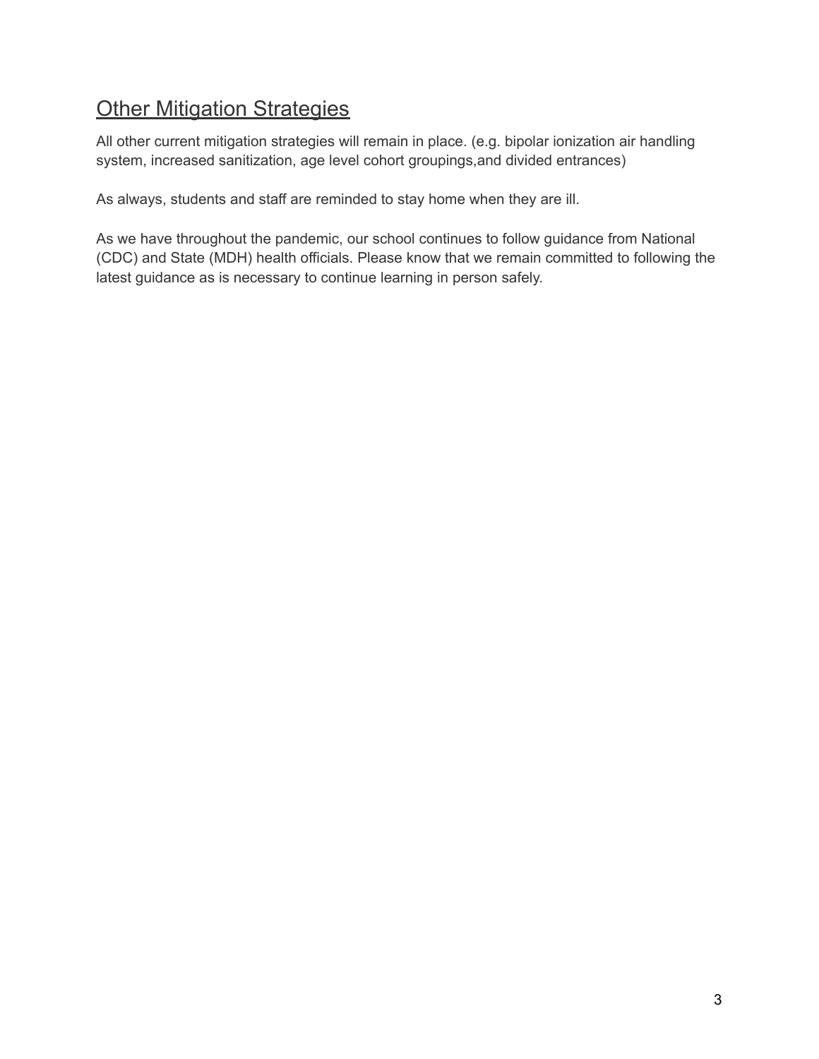## Other Mitigation Strategies

All other current mitigation strategies will remain in place. (e.g. bipolar ionization air handling system, increased sanitization, age level cohort groupings,and divided entrances)

As always, students and staff are reminded to stay home when they are ill.

As we have throughout the pandemic, our school continues to follow guidance from National (CDC) and State (MDH) health officials. Please know that we remain committed to following the latest guidance as is necessary to continue learning in person safely.